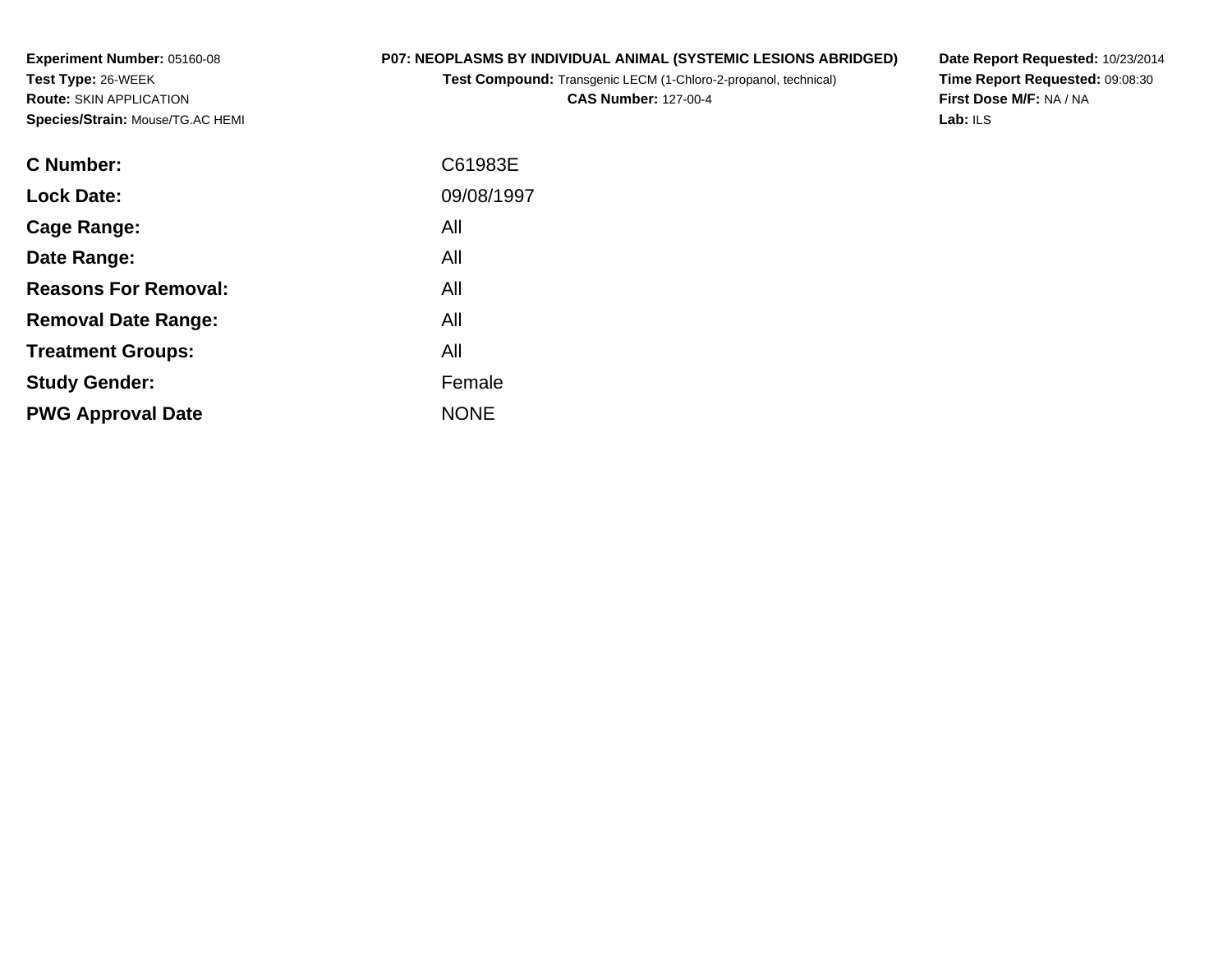**Experiment Number:** 05160-08
**Test Type:** 26-WEEK
**Route:** SKIN APPLICATION
**Species/Strain:** Mouse/TG.AC HEMI

**P07: NEOPLASMS BY INDIVIDUAL ANIMAL (SYSTEMIC LESIONS ABRIDGED)**
**Test Compound:** Transgenic LECM (1-Chloro-2-propanol, technical)
**CAS Number:** 127-00-4

**Date Report Requested:** 10/23/2014
**Time Report Requested:** 09:08:30
**First Dose M/F:** NA / NA
**Lab:** ILS

| | |
|---|---|
| **C Number:** | C61983E |
| **Lock Date:** | 09/08/1997 |
| **Cage Range:** | All |
| **Date Range:** | All |
| **Reasons For Removal:** | All |
| **Removal Date Range:** | All |
| **Treatment Groups:** | All |
| **Study Gender:** | Female |
| **PWG Approval Date** | NONE |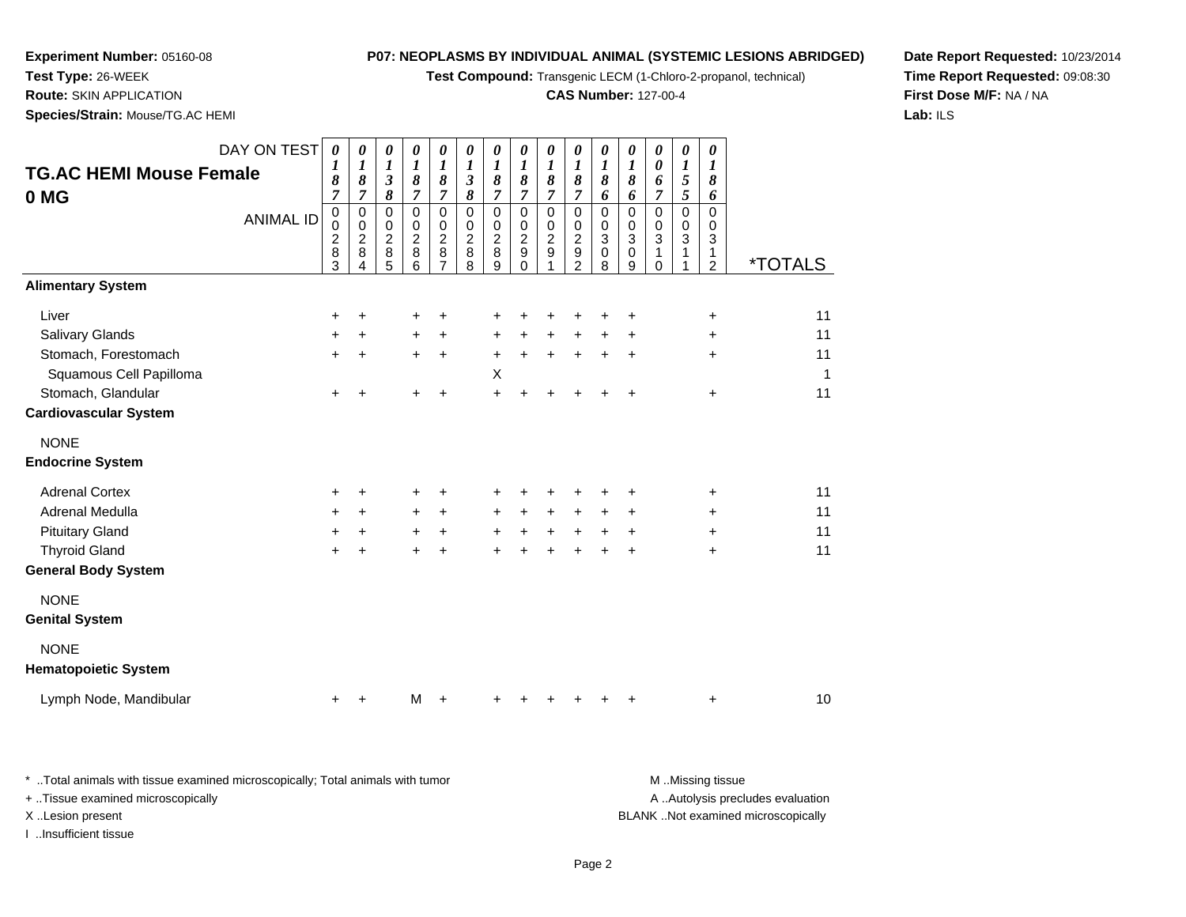**Experiment Number:** 05160-08
**Test Type:** 26-WEEK
**Route:** SKIN APPLICATION
**Species/Strain:** Mouse/TG.AC HEMI

**P07: NEOPLASMS BY INDIVIDUAL ANIMAL (SYSTEMIC LESIONS ABRIDGED)**
**Test Compound:** Transgenic LECM (1-Chloro-2-propanol, technical)
**CAS Number:** 127-00-4

**Date Report Requested:** 10/23/2014
**Time Report Requested:** 09:08:30
**First Dose M/F:** NA / NA
**Lab:** ILS

## TG.AC HEMI Mouse Female
## 0 MG

| DAY ON TEST | 0187 | 0187 | 0138 | 0187 | 0187 | 0138 | 0187 | 0187 | 0187 | 0187 | 0186 | 0186 | 0067 | 0155 | 0186 | |
|---|---|---|---|---|---|---|---|---|---|---|---|---|---|---|---|---|
| **ANIMAL ID** | 00283 | 00284 | 00285 | 00286 | 00287 | 00288 | 00289 | 00290 | 00291 | 00292 | 00308 | 00309 | 00310 | 00311 | 00312 | ***TOTALS** |
| **Alimentary System** | | | | | | | | | | | | | | | | |
| Liver | + | + | | + | + | | + | + | + | + | + | + | | | + | 11 |
| Salivary Glands | + | + | | + | + | | + | + | + | + | + | + | | | + | 11 |
| Stomach, Forestomach | + | + | | + | + | | + | + | + | + | + | + | | | + | 11 |
| Squamous Cell Papilloma | | | | | | | X | | | | | | | | | 1 |
| Stomach, Glandular | + | + | | + | + | | + | + | + | + | + | + | | | + | 11 |
| **Cardiovascular System** | | | | | | | | | | | | | | | | |
| NONE | | | | | | | | | | | | | | | | |
| **Endocrine System** | | | | | | | | | | | | | | | | |
| Adrenal Cortex | + | + | | + | + | | + | + | + | + | + | + | | | + | 11 |
| Adrenal Medulla | + | + | | + | + | | + | + | + | + | + | + | | | + | 11 |
| Pituitary Gland | + | + | | + | + | | + | + | + | + | + | + | | | + | 11 |
| Thyroid Gland | + | + | | + | + | | + | + | + | + | + | + | | | + | 11 |
| **General Body System** | | | | | | | | | | | | | | | | |
| NONE | | | | | | | | | | | | | | | | |
| **Genital System** | | | | | | | | | | | | | | | | |
| NONE | | | | | | | | | | | | | | | | |
| **Hematopoietic System** | | | | | | | | | | | | | | | | |
| Lymph Node, Mandibular | + | + | | M | + | | + | + | + | + | + | + | | | + | 10 |

* ..Total animals with tissue examined microscopically; Total animals with tumor
+ ..Tissue examined microscopically
X ..Lesion present
I ..Insufficient tissue

M ..Missing tissue
A ..Autolysis precludes evaluation
BLANK ..Not examined microscopically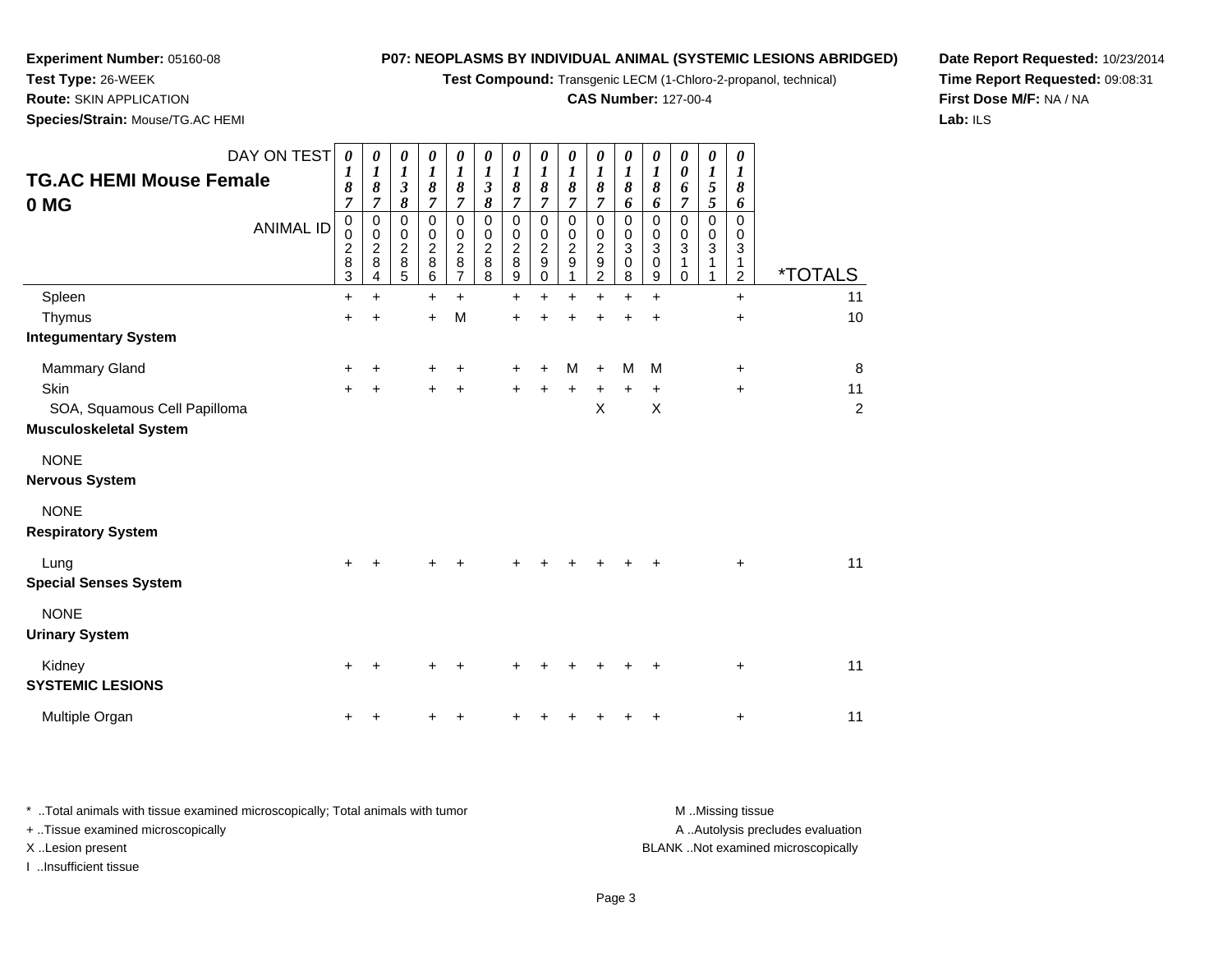**Experiment Number:** 05160-08
**Test Type:** 26-WEEK
**Route:** SKIN APPLICATION
**Species/Strain:** Mouse/TG.AC HEMI

**P07: NEOPLASMS BY INDIVIDUAL ANIMAL (SYSTEMIC LESIONS ABRIDGED)**
**Test Compound:** Transgenic LECM (1-Chloro-2-propanol, technical)
**CAS Number:** 127-00-4

**Date Report Requested:** 10/23/2014
**Time Report Requested:** 09:08:31
**First Dose M/F:** NA / NA
**Lab:** ILS

## TG.AC HEMI Mouse Female 0 MG

| DAY ON TEST | 0187 | 0187 | 0138 | 0187 | 0187 | 0138 | 0187 | 0187 | 0187 | 0187 | 0186 | 0186 | 0067 | 0155 | 0186 | |
|---|---|---|---|---|---|---|---|---|---|---|---|---|---|---|---|---|
| **ANIMAL ID** | 00283 | 00284 | 00285 | 00286 | 00287 | 00288 | 00289 | 00290 | 00291 | 00292 | 00308 | 00309 | 00310 | 00311 | 00312 | ***TOTALS** |
| Spleen | + | + | | + | + | | + | + | + | + | + | + | | | + | 11 |
| Thymus | + | + | | + | M | | + | + | + | + | + | + | | | + | 10 |
| **Integumentary System** | | | | | | | | | | | | | | | | |
| Mammary Gland | + | + | | + | + | | + | + | M | + | M | M | | | + | 8 |
| Skin | + | + | | + | + | | + | + | + | + | + | + | | | + | 11 |
| SOA, Squamous Cell Papilloma | | | | | | | | | | X | | X | | | | 2 |
| **Musculoskeletal System** | | | | | | | | | | | | | | | | |
| NONE | | | | | | | | | | | | | | | | |
| **Nervous System** | | | | | | | | | | | | | | | | |
| NONE | | | | | | | | | | | | | | | | |
| **Respiratory System** | | | | | | | | | | | | | | | | |
| Lung | + | + | | + | + | | + | + | + | + | + | + | | | + | 11 |
| **Special Senses System** | | | | | | | | | | | | | | | | |
| NONE | | | | | | | | | | | | | | | | |
| **Urinary System** | | | | | | | | | | | | | | | | |
| Kidney | + | + | | + | + | | + | + | + | + | + | + | | | + | 11 |
| **SYSTEMIC LESIONS** | | | | | | | | | | | | | | | | |
| Multiple Organ | + | + | | + | + | | + | + | + | + | + | + | | | + | 11 |

* ..Total animals with tissue examined microscopically; Total animals with tumor
+ ..Tissue examined microscopically
X ..Lesion present
I ..Insufficient tissue

M ..Missing tissue
A ..Autolysis precludes evaluation
BLANK ..Not examined microscopically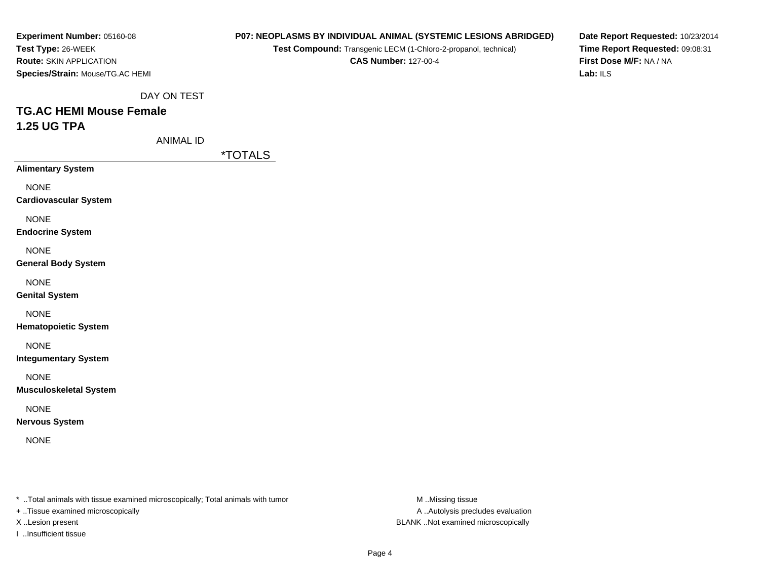**Experiment Number:** 05160-08
**Test Type:** 26-WEEK
**Route:** SKIN APPLICATION
**Species/Strain:** Mouse/TG.AC HEMI

**P07: NEOPLASMS BY INDIVIDUAL ANIMAL (SYSTEMIC LESIONS ABRIDGED)**
**Test Compound:** Transgenic LECM (1-Chloro-2-propanol, technical)
**CAS Number:** 127-00-4

**Date Report Requested:** 10/23/2014
**Time Report Requested:** 09:08:31
**First Dose M/F:** NA / NA
**Lab:** ILS

DAY ON TEST

## TG.AC HEMI Mouse Female
## 1.25 UG TPA

ANIMAL ID

| | *TOTALS |
|---|---|
| **Alimentary System** | |
| NONE | |
| **Cardiovascular System** | |
| NONE | |
| **Endocrine System** | |
| NONE | |
| **General Body System** | |
| NONE | |
| **Genital System** | |
| NONE | |
| **Hematopoietic System** | |
| NONE | |
| **Integumentary System** | |
| NONE | |
| **Musculoskeletal System** | |
| NONE | |
| **Nervous System** | |
| NONE | |

\* ..Total animals with tissue examined microscopically; Total animals with tumor
+ ..Tissue examined microscopically
X ..Lesion present
I ..Insufficient tissue

M ..Missing tissue
A ..Autolysis precludes evaluation
BLANK ..Not examined microscopically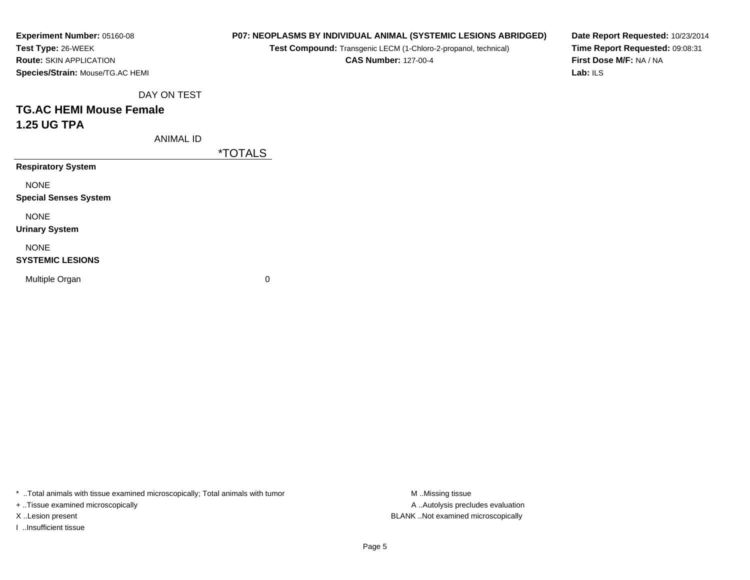**Experiment Number:** 05160-08
**Test Type:** 26-WEEK
**Route:** SKIN APPLICATION
**Species/Strain:** Mouse/TG.AC HEMI

**P07: NEOPLASMS BY INDIVIDUAL ANIMAL (SYSTEMIC LESIONS ABRIDGED)**
**Test Compound:** Transgenic LECM (1-Chloro-2-propanol, technical)
**CAS Number:** 127-00-4

**Date Report Requested:** 10/23/2014
**Time Report Requested:** 09:08:31
**First Dose M/F:** NA / NA
**Lab:** ILS

DAY ON TEST

## TG.AC HEMI Mouse Female
## 1.25 UG TPA

| ANIMAL ID | *TOTALS |
|---|---|
| **Respiratory System** | |
| NONE | |
| **Special Senses System** | |
| NONE | |
| **Urinary System** | |
| NONE | |
| **SYSTEMIC LESIONS** | |
| Multiple Organ | 0 |

* ..Total animals with tissue examined microscopically; Total animals with tumor
+ ..Tissue examined microscopically
X ..Lesion present
I ..Insufficient tissue

M ..Missing tissue
A ..Autolysis precludes evaluation
BLANK ..Not examined microscopically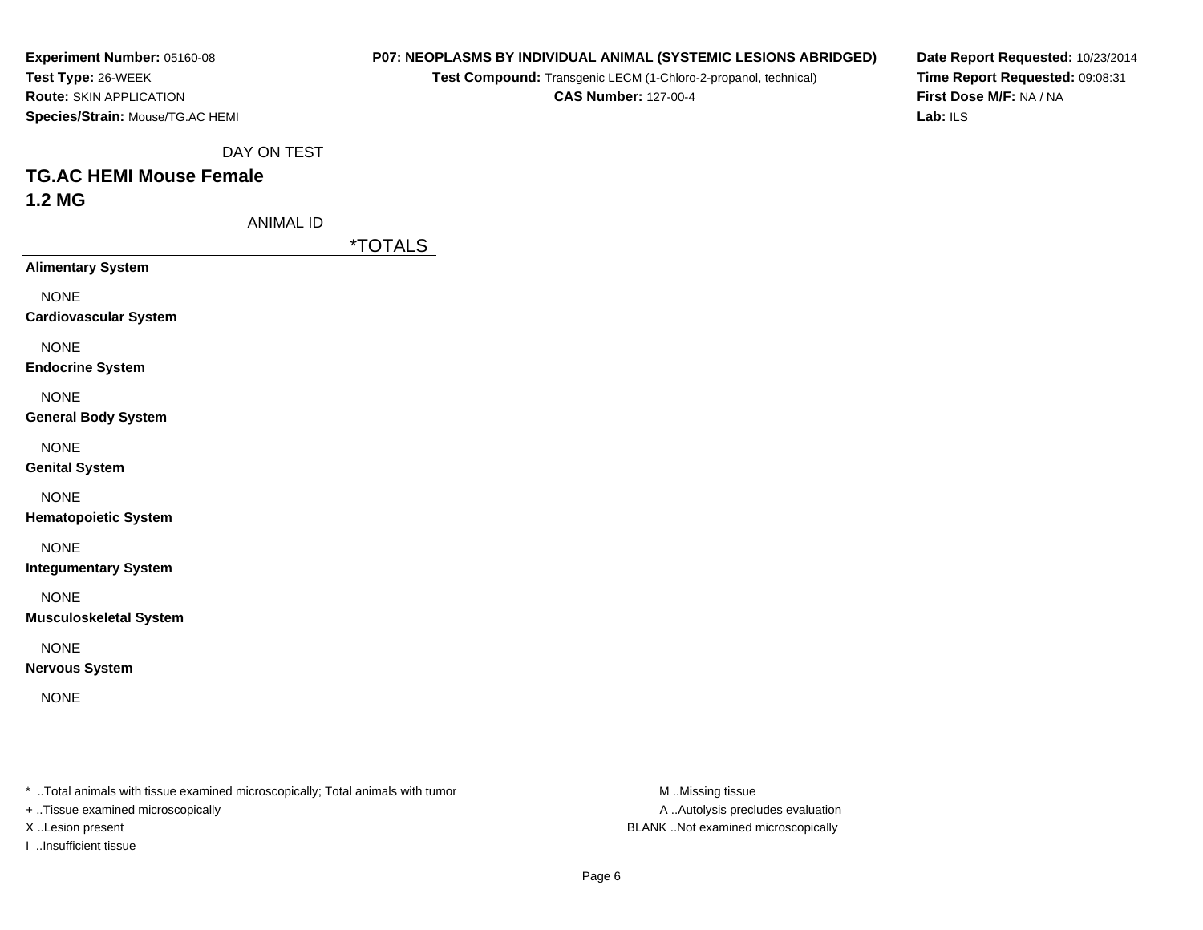**Experiment Number:** 05160-08
**Test Type:** 26-WEEK
**Route:** SKIN APPLICATION
**Species/Strain:** Mouse/TG.AC HEMI

**P07: NEOPLASMS BY INDIVIDUAL ANIMAL (SYSTEMIC LESIONS ABRIDGED)**
**Test Compound:** Transgenic LECM (1-Chloro-2-propanol, technical)
**CAS Number:** 127-00-4

**Date Report Requested:** 10/23/2014
**Time Report Requested:** 09:08:31
**First Dose M/F:** NA / NA
**Lab:** ILS

DAY ON TEST

## TG.AC HEMI Mouse Female
## 1.2 MG

ANIMAL ID

| | *TOTALS |
|---|---|
| **Alimentary System** | |
| NONE | |
| **Cardiovascular System** | |
| NONE | |
| **Endocrine System** | |
| NONE | |
| **General Body System** | |
| NONE | |
| **Genital System** | |
| NONE | |
| **Hematopoietic System** | |
| NONE | |
| **Integumentary System** | |
| NONE | |
| **Musculoskeletal System** | |
| NONE | |
| **Nervous System** | |
| NONE | |

* ..Total animals with tissue examined microscopically; Total animals with tumor
+ ..Tissue examined microscopically
X ..Lesion present
I ..Insufficient tissue

M ..Missing tissue
A ..Autolysis precludes evaluation
BLANK ..Not examined microscopically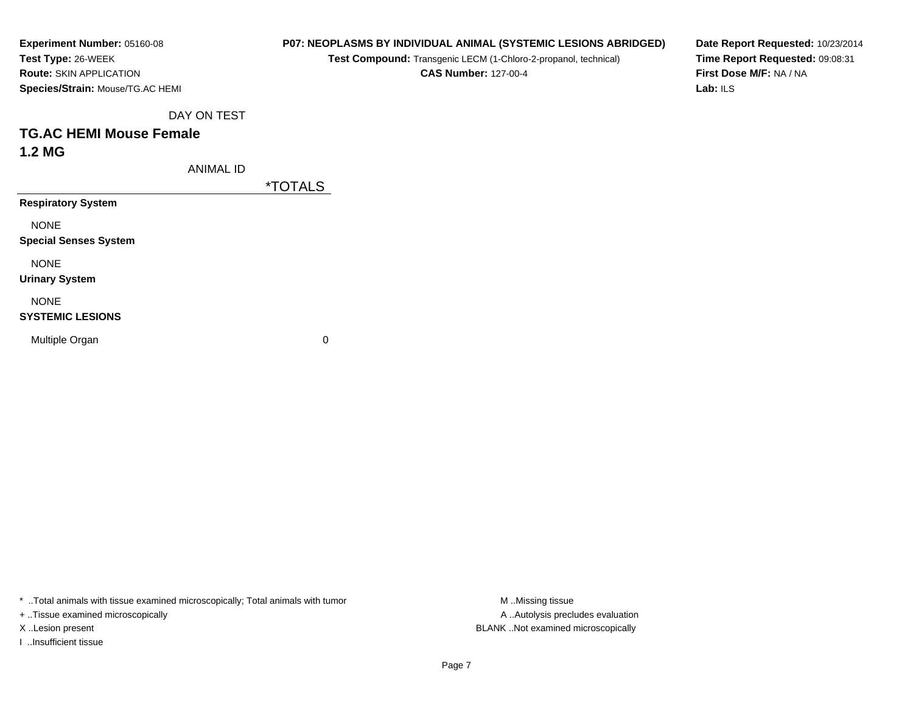**Experiment Number:** 05160-08
**Test Type:** 26-WEEK
**Route:** SKIN APPLICATION
**Species/Strain:** Mouse/TG.AC HEMI

**P07: NEOPLASMS BY INDIVIDUAL ANIMAL (SYSTEMIC LESIONS ABRIDGED)**
**Test Compound:** Transgenic LECM (1-Chloro-2-propanol, technical)
**CAS Number:** 127-00-4

**Date Report Requested:** 10/23/2014
**Time Report Requested:** 09:08:31
**First Dose M/F:** NA / NA
**Lab:** ILS

DAY ON TEST

## TG.AC HEMI Mouse Female
## 1.2 MG

| ANIMAL ID | *TOTALS |
|---|---|
| **Respiratory System** | |
| NONE | |
| **Special Senses System** | |
| NONE | |
| **Urinary System** | |
| NONE | |
| **SYSTEMIC LESIONS** | |
| Multiple Organ | 0 |

* ..Total animals with tissue examined microscopically; Total animals with tumor
+ ..Tissue examined microscopically
X ..Lesion present
I ..Insufficient tissue

M ..Missing tissue
A ..Autolysis precludes evaluation
BLANK ..Not examined microscopically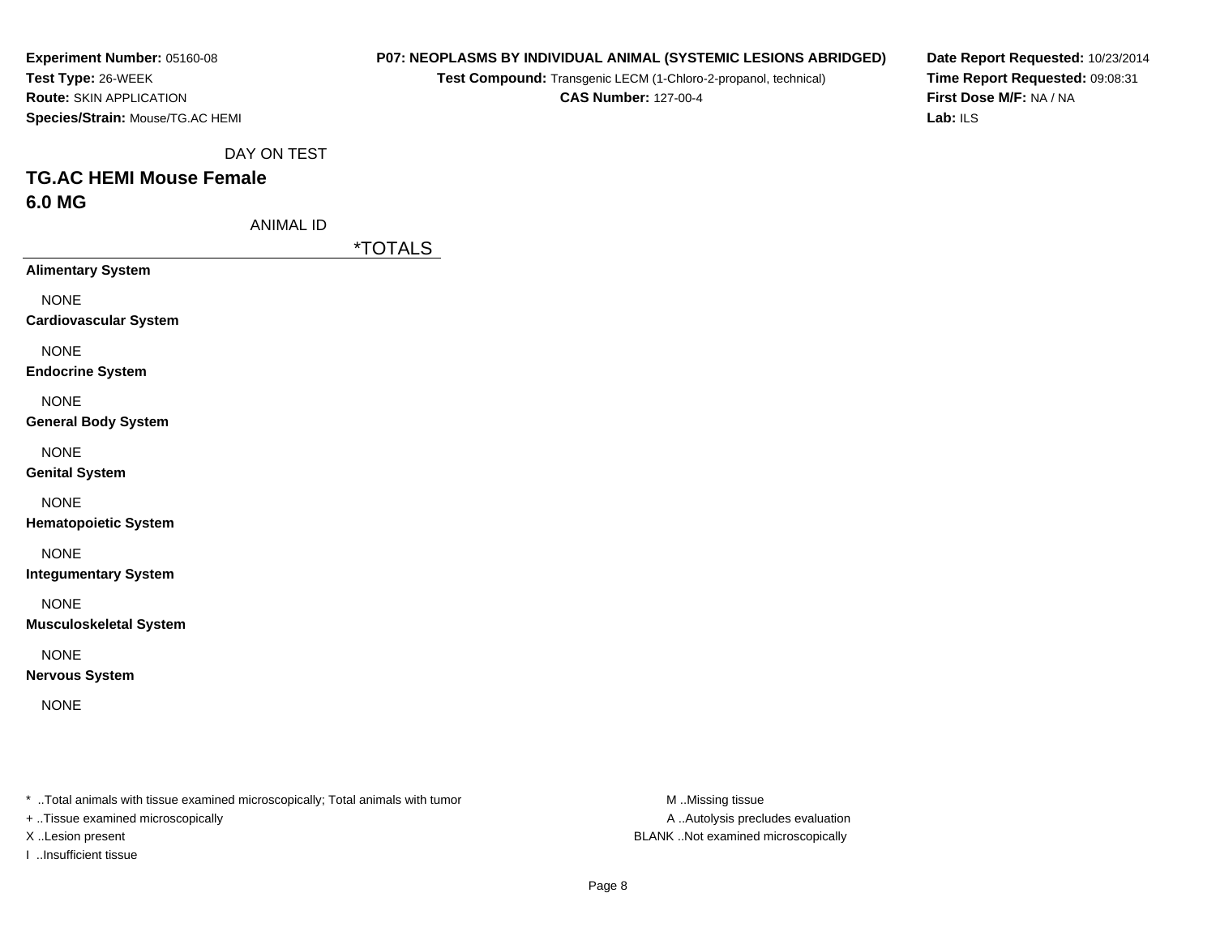**Experiment Number:** 05160-08
**Test Type:** 26-WEEK
**Route:** SKIN APPLICATION
**Species/Strain:** Mouse/TG.AC HEMI

**P07: NEOPLASMS BY INDIVIDUAL ANIMAL (SYSTEMIC LESIONS ABRIDGED)**
**Test Compound:** Transgenic LECM (1-Chloro-2-propanol, technical)
**CAS Number:** 127-00-4

**Date Report Requested:** 10/23/2014
**Time Report Requested:** 09:08:31
**First Dose M/F:** NA / NA
**Lab:** ILS

DAY ON TEST

## TG.AC HEMI Mouse Female
## 6.0 MG

ANIMAL ID

| | *TOTALS |
|---|---|
| **Alimentary System** | |
| NONE | |
| **Cardiovascular System** | |
| NONE | |
| **Endocrine System** | |
| NONE | |
| **General Body System** | |
| NONE | |
| **Genital System** | |
| NONE | |
| **Hematopoietic System** | |
| NONE | |
| **Integumentary System** | |
| NONE | |
| **Musculoskeletal System** | |
| NONE | |
| **Nervous System** | |
| NONE | |

* ..Total animals with tissue examined microscopically; Total animals with tumor
+ ..Tissue examined microscopically
X ..Lesion present
I ..Insufficient tissue

M ..Missing tissue
A ..Autolysis precludes evaluation
BLANK ..Not examined microscopically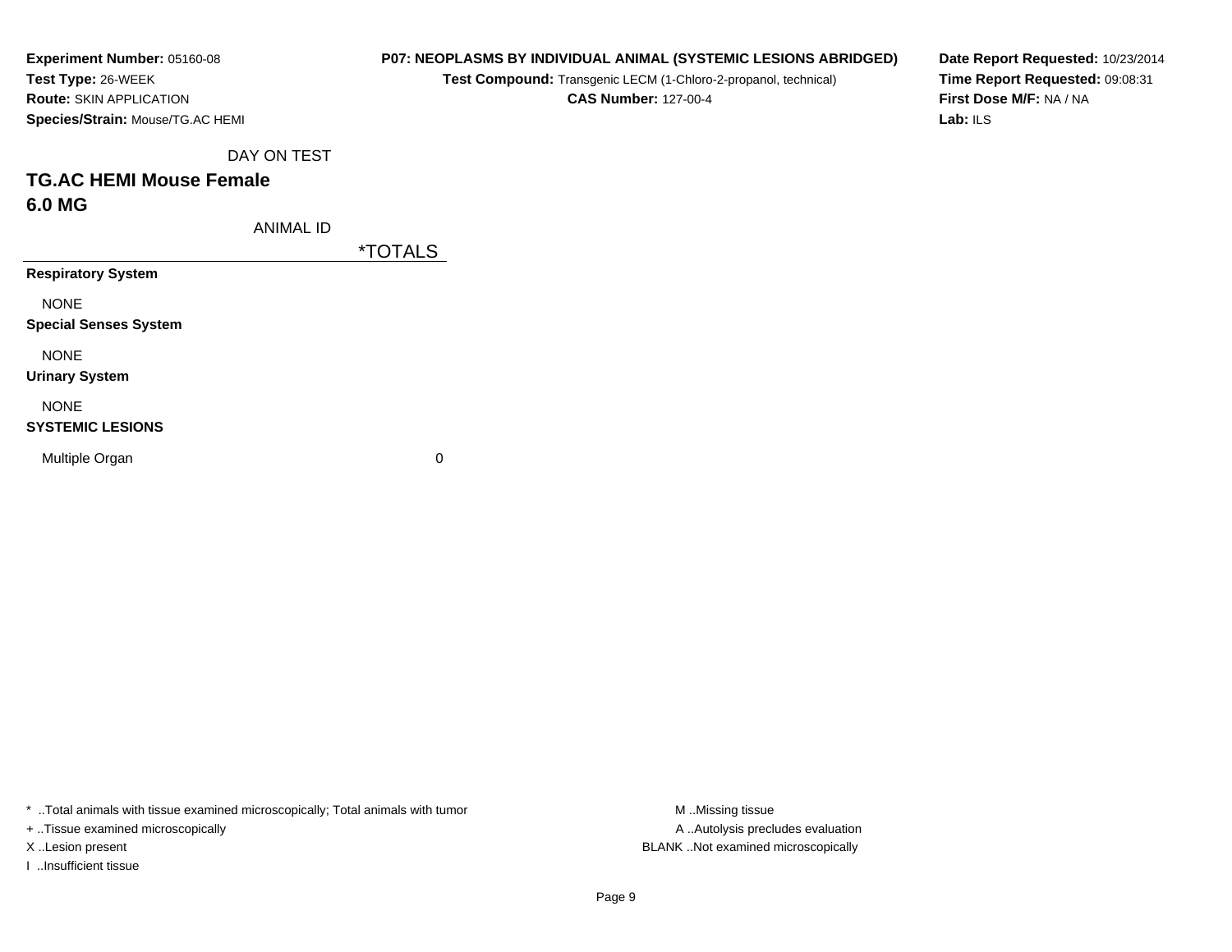**Experiment Number:** 05160-08
**Test Type:** 26-WEEK
**Route:** SKIN APPLICATION
**Species/Strain:** Mouse/TG.AC HEMI

**P07: NEOPLASMS BY INDIVIDUAL ANIMAL (SYSTEMIC LESIONS ABRIDGED)**
**Test Compound:** Transgenic LECM (1-Chloro-2-propanol, technical)
**CAS Number:** 127-00-4

**Date Report Requested:** 10/23/2014
**Time Report Requested:** 09:08:31
**First Dose M/F:** NA / NA
**Lab:** ILS

DAY ON TEST

## TG.AC HEMI Mouse Female
## 6.0 MG

ANIMAL ID

| | *TOTALS |
|---|---|
| **Respiratory System** | |
| NONE | |
| **Special Senses System** | |
| NONE | |
| **Urinary System** | |
| NONE | |
| **SYSTEMIC LESIONS** | |
| Multiple Organ | 0 |

* ..Total animals with tissue examined microscopically; Total animals with tumor
+ ..Tissue examined microscopically
X ..Lesion present
I ..Insufficient tissue

M ..Missing tissue
A ..Autolysis precludes evaluation
BLANK ..Not examined microscopically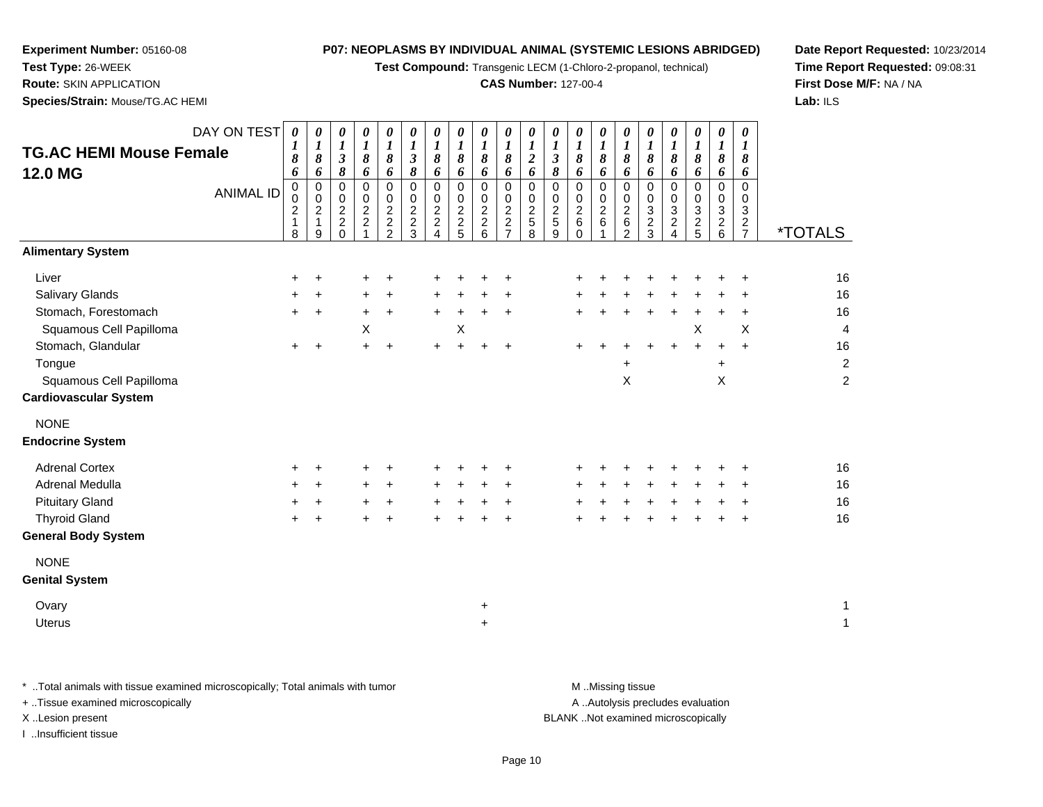**Experiment Number:** 05160-08
**Test Type:** 26-WEEK
**Route:** SKIN APPLICATION
**Species/Strain:** Mouse/TG.AC HEMI

**P07: NEOPLASMS BY INDIVIDUAL ANIMAL (SYSTEMIC LESIONS ABRIDGED)**
**Test Compound:** Transgenic LECM (1-Chloro-2-propanol, technical)
**CAS Number:** 127-00-4

**Date Report Requested:** 10/23/2014
**Time Report Requested:** 09:08:31
**First Dose M/F:** NA / NA
**Lab:** ILS

## TG.AC HEMI Mouse Female 12.0 MG

| DAY ON TEST | 0186 | 0186 | 0138 | 0186 | 0186 | 0138 | 0186 | 0186 | 0186 | 0186 | 0126 | 0138 | 0186 | 0186 | 0186 | 0186 | 0186 | 0186 | 0186 | 0186 | |
|---|---|---|---|---|---|---|---|---|---|---|---|---|---|---|---|---|---|---|---|---|---|
| **ANIMAL ID** | 00218 | 00219 | 00220 | 00221 | 00222 | 00223 | 00224 | 00225 | 00226 | 00227 | 00258 | 00259 | 00260 | 00261 | 00262 | 00323 | 00324 | 00325 | 00326 | 00327 | ***TOTALS** |
| **Alimentary System** | | | | | | | | | | | | | | | | | | | | | |
| Liver | + | + | | + | + | | + | + | + | + | | | + | + | + | + | + | + | + | + | 16 |
| Salivary Glands | + | + | | + | + | | + | + | + | + | | | + | + | + | + | + | + | + | + | 16 |
| Stomach, Forestomach | + | + | | + | + | | + | + | + | + | | | + | + | + | + | + | + | + | + | 16 |
| Squamous Cell Papilloma | | | | X | | | | X | | | | | | | | | | X | | X | 4 |
| Stomach, Glandular | + | + | | + | + | | + | + | + | + | | | + | + | + | + | + | + | + | + | 16 |
| Tongue | | | | | | | | | | | | | | | + | | | | + | | 2 |
| Squamous Cell Papilloma | | | | | | | | | | | | | | | X | | | | X | | 2 |
| **Cardiovascular System** | | | | | | | | | | | | | | | | | | | | | |
| NONE | | | | | | | | | | | | | | | | | | | | | |
| **Endocrine System** | | | | | | | | | | | | | | | | | | | | | |
| Adrenal Cortex | + | + | | + | + | | + | + | + | + | | | + | + | + | + | + | + | + | + | 16 |
| Adrenal Medulla | + | + | | + | + | | + | + | + | + | | | + | + | + | + | + | + | + | + | 16 |
| Pituitary Gland | + | + | | + | + | | + | + | + | + | | | + | + | + | + | + | + | + | + | 16 |
| Thyroid Gland | + | + | | + | + | | + | + | + | + | | | + | + | + | + | + | + | + | + | 16 |
| **General Body System** | | | | | | | | | | | | | | | | | | | | | |
| NONE | | | | | | | | | | | | | | | | | | | | | |
| **Genital System** | | | | | | | | | | | | | | | | | | | | | |
| Ovary | | | | | | | | | + | | | | | | | | | | | | 1 |
| Uterus | | | | | | | | | + | | | | | | | | | | | | 1 |

\* ..Total animals with tissue examined microscopically; Total animals with tumor
\+ ..Tissue examined microscopically
X ..Lesion present
I ..Insufficient tissue

M ..Missing tissue
A ..Autolysis precludes evaluation
BLANK ..Not examined microscopically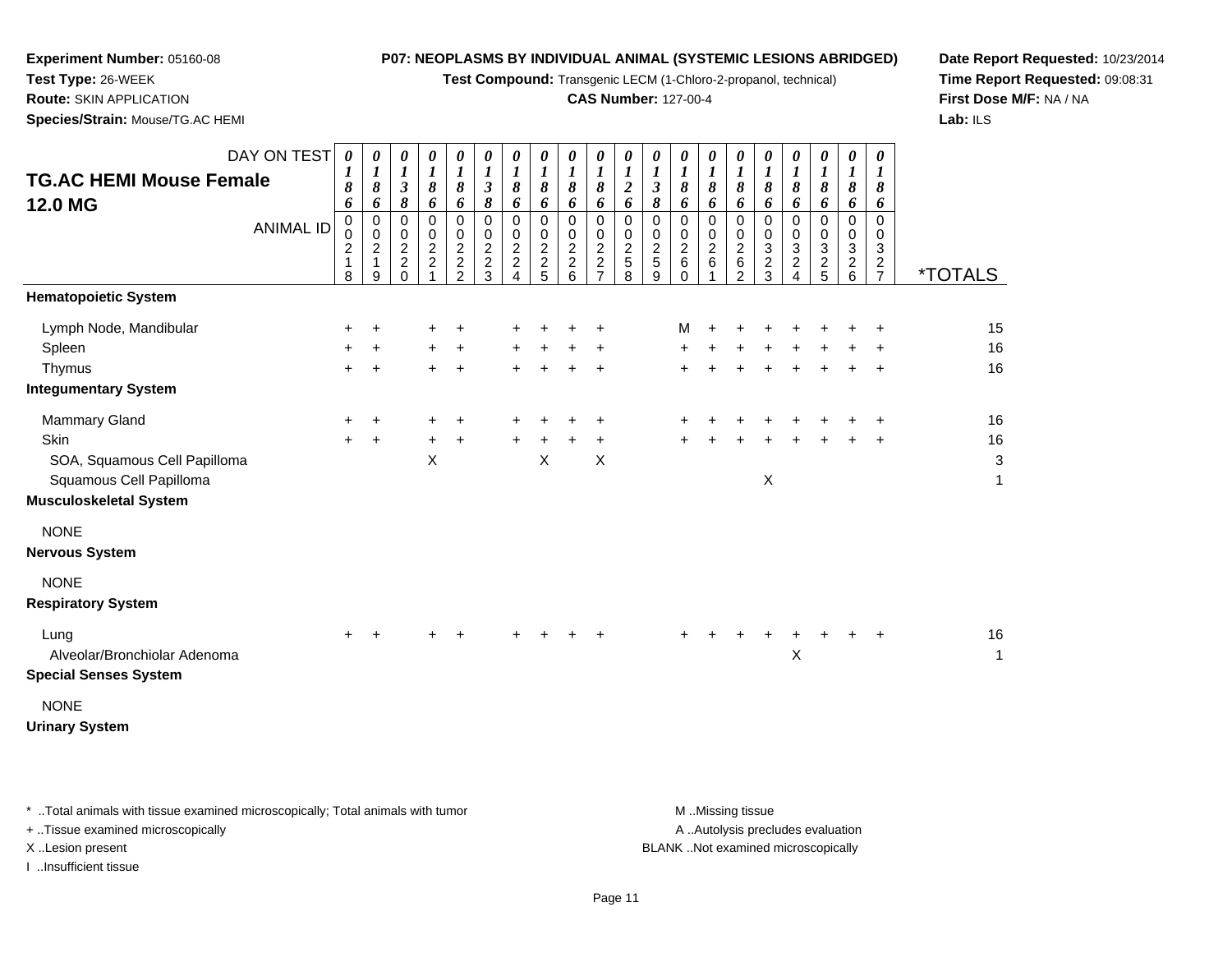**Experiment Number:** 05160-08
**Test Type:** 26-WEEK
**Route:** SKIN APPLICATION
**Species/Strain:** Mouse/TG.AC HEMI

**P07: NEOPLASMS BY INDIVIDUAL ANIMAL (SYSTEMIC LESIONS ABRIDGED)**
**Test Compound:** Transgenic LECM (1-Chloro-2-propanol, technical)
**CAS Number:** 127-00-4

**Date Report Requested:** 10/23/2014
**Time Report Requested:** 09:08:31
**First Dose M/F:** NA / NA
**Lab:** ILS

## TG.AC HEMI Mouse Female 12.0 MG

| DAY ON TEST | 0186 | 0186 | 0138 | 0186 | 0186 | 0138 | 0186 | 0186 | 0186 | 0186 | 0126 | 0138 | 0186 | 0186 | 0186 | 0186 | 0186 | 0186 | 0186 | 0186 | |
|---|---|---|---|---|---|---|---|---|---|---|---|---|---|---|---|---|---|---|---|---|---|
| **ANIMAL ID** | 0218 | 0219 | 0220 | 0221 | 0222 | 0223 | 0224 | 0225 | 0226 | 0227 | 0258 | 0259 | 0260 | 0261 | 0262 | 0323 | 0324 | 0325 | 0326 | 0327 | ***TOTALS** |
| **Hematopoietic System** | | | | | | | | | | | | | | | | | | | | | |
| Lymph Node, Mandibular | + | + | | + | + | | + | + | + | + | | | M | + | + | + | + | + | + | + | 15 |
| Spleen | + | + | | + | + | | + | + | + | + | | | + | + | + | + | + | + | + | + | 16 |
| Thymus | + | + | | + | + | | + | + | + | + | | | + | + | + | + | + | + | + | + | 16 |
| **Integumentary System** | | | | | | | | | | | | | | | | | | | | | |
| Mammary Gland | + | + | | + | + | | + | + | + | + | | | + | + | + | + | + | + | + | + | 16 |
| Skin | + | + | | + | + | | + | + | + | + | | | + | + | + | + | + | + | + | + | 16 |
| SOA, Squamous Cell Papilloma | | | | X | | | | X | | X | | | | | | | | | | | 3 |
| Squamous Cell Papilloma | | | | | | | | | | | | | | | | X | | | | | 1 |
| **Musculoskeletal System** | | | | | | | | | | | | | | | | | | | | | |
| NONE | | | | | | | | | | | | | | | | | | | | | |
| **Nervous System** | | | | | | | | | | | | | | | | | | | | | |
| NONE | | | | | | | | | | | | | | | | | | | | | |
| **Respiratory System** | | | | | | | | | | | | | | | | | | | | | |
| Lung | + | + | | + | + | | + | + | + | + | | | + | + | + | + | + | + | + | + | 16 |
| Alveolar/Bronchiolar Adenoma | | | | | | | | | | | | | | | | | X | | | | 1 |
| **Special Senses System** | | | | | | | | | | | | | | | | | | | | | |
| NONE | | | | | | | | | | | | | | | | | | | | | |
| **Urinary System** | | | | | | | | | | | | | | | | | | | | | |

\* ..Total animals with tissue examined microscopically; Total animals with tumor
\+ ..Tissue examined microscopically
X ..Lesion present
I ..Insufficient tissue

M ..Missing tissue
A ..Autolysis precludes evaluation
BLANK ..Not examined microscopically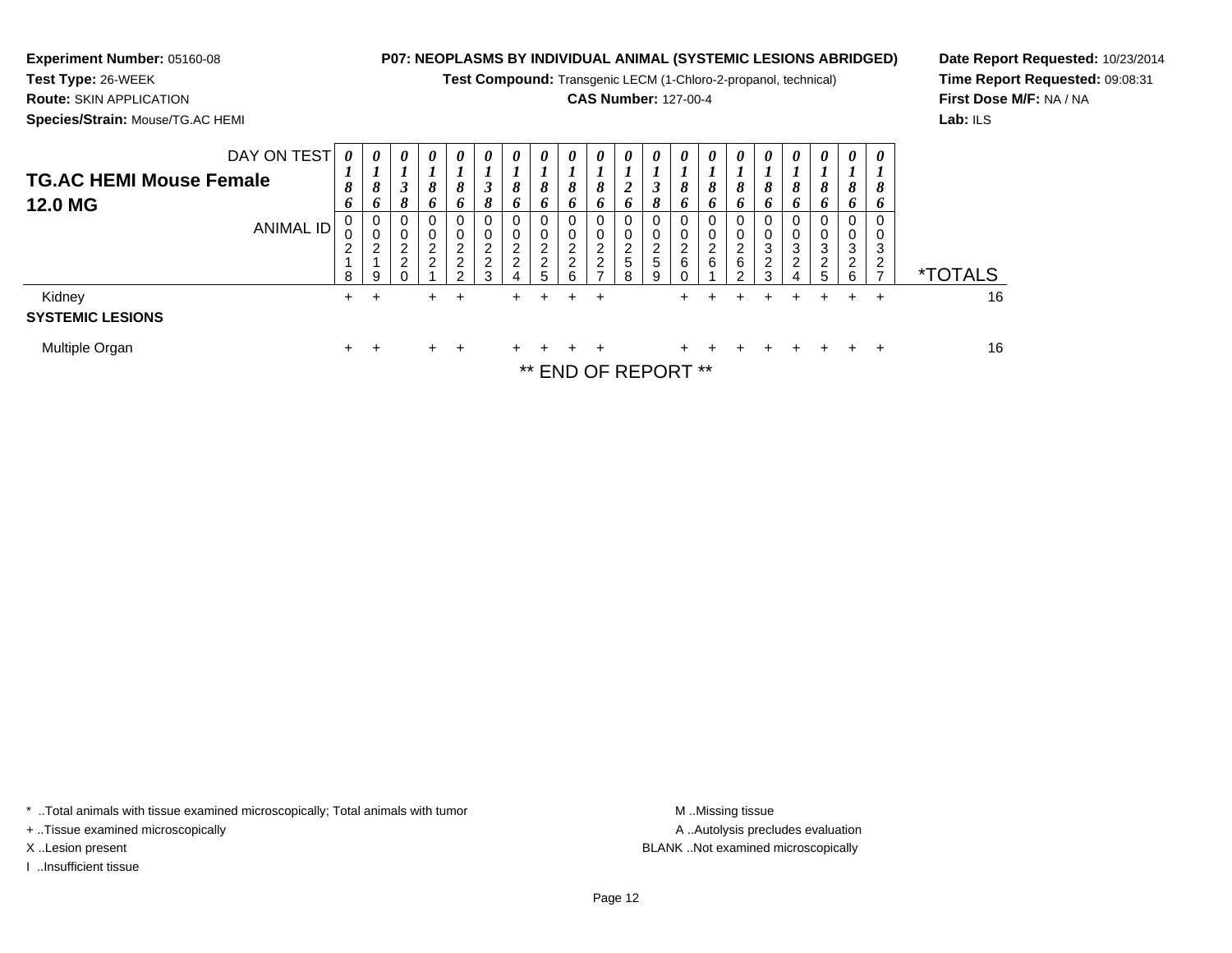**Experiment Number:** 05160-08
**Test Type:** 26-WEEK
**Route:** SKIN APPLICATION
**Species/Strain:** Mouse/TG.AC HEMI

**P07: NEOPLASMS BY INDIVIDUAL ANIMAL (SYSTEMIC LESIONS ABRIDGED)**
**Test Compound:** Transgenic LECM (1-Chloro-2-propanol, technical)
**CAS Number:** 127-00-4

**Date Report Requested:** 10/23/2014
**Time Report Requested:** 09:08:31
**First Dose M/F:** NA / NA
**Lab:** ILS

## TG.AC HEMI Mouse Female 12.0 MG

| DAY ON TEST | 0186 | 0186 | 0138 | 0186 | 0186 | 0138 | 0186 | 0186 | 0186 | 0186 | 0126 | 0138 | 0186 | 0186 | 0186 | 0186 | 0186 | 0186 | 0186 | 0186 | |
|---|---|---|---|---|---|---|---|---|---|---|---|---|---|---|---|---|---|---|---|---|---|
| **ANIMAL ID** | 00218 | 00219 | 00220 | 00221 | 00222 | 00223 | 00224 | 00225 | 00226 | 00227 | 00258 | 00259 | 00260 | 00261 | 00262 | 00323 | 00324 | 00325 | 00326 | 00327 | ***TOTALS** |
| Kidney | + | + | | + | + | | + | + | + | + | | | + | + | + | + | + | + | + | + | 16 |
| **SYSTEMIC LESIONS** | | | | | | | | | | | | | | | | | | | | | |
| Multiple Organ | + | + | | + | + | | + | + | + | + | | | + | + | + | + | + | + | + | + | 16 |

** END OF REPORT **

\* ..Total animals with tissue examined microscopically; Total animals with tumor
+ ..Tissue examined microscopically
X ..Lesion present
I ..Insufficient tissue

M ..Missing tissue
A ..Autolysis precludes evaluation
BLANK ..Not examined microscopically